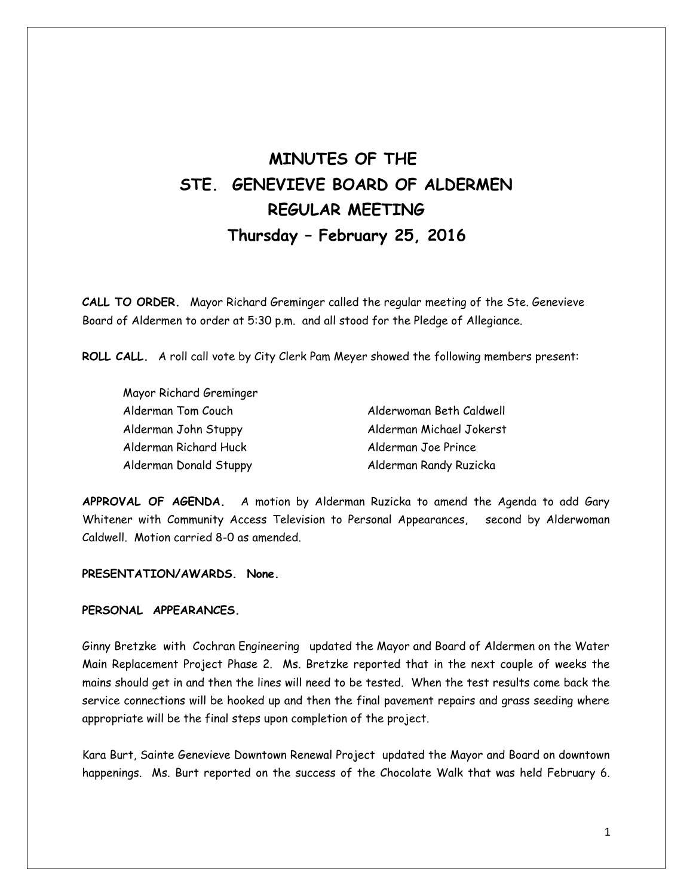# MINUTES OF THE
# STE. GENEVIEVE BOARD OF ALDERMEN
# REGULAR MEETING
# Thursday – February 25, 2016

**CALL TO ORDER.** Mayor Richard Greminger called the regular meeting of the Ste. Genevieve Board of Aldermen to order at 5:30 p.m. and all stood for the Pledge of Allegiance.

**ROLL CALL.** A roll call vote by City Clerk Pam Meyer showed the following members present:

Mayor Richard Greminger

| | |
|---|---|
| Alderman Tom Couch | Alderwoman Beth Caldwell |
| Alderman John Stuppy | Alderman Michael Jokerst |
| Alderman Richard Huck | Alderman Joe Prince |
| Alderman Donald Stuppy | Alderman Randy Ruzicka |

**APPROVAL OF AGENDA.** A motion by Alderman Ruzicka to amend the Agenda to add Gary Whitener with Community Access Television to Personal Appearances, second by Alderwoman Caldwell. Motion carried 8-0 as amended.

**PRESENTATION/AWARDS. None.**

**PERSONAL APPEARANCES.**

Ginny Bretzke with Cochran Engineering updated the Mayor and Board of Aldermen on the Water Main Replacement Project Phase 2. Ms. Bretzke reported that in the next couple of weeks the mains should get in and then the lines will need to be tested. When the test results come back the service connections will be hooked up and then the final pavement repairs and grass seeding where appropriate will be the final steps upon completion of the project.

Kara Burt, Sainte Genevieve Downtown Renewal Project updated the Mayor and Board on downtown happenings. Ms. Burt reported on the success of the Chocolate Walk that was held February 6.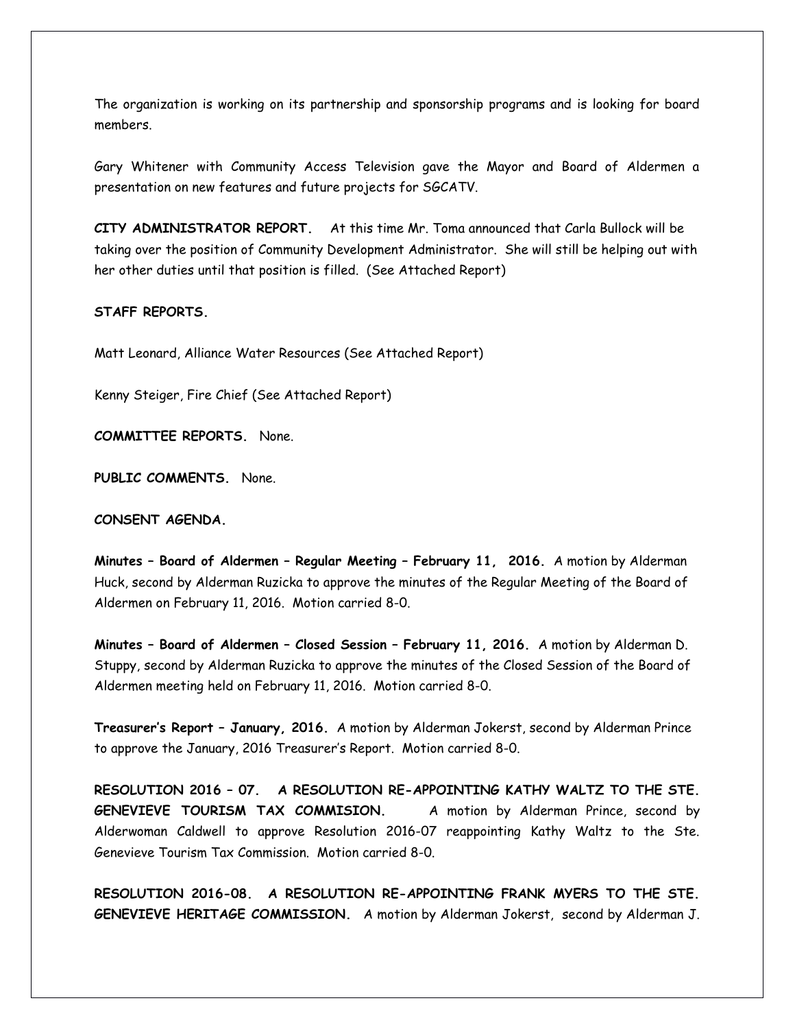The organization is working on its partnership and sponsorship programs and is looking for board members.

Gary Whitener with Community Access Television gave the Mayor and Board of Aldermen a presentation on new features and future projects for SGCATV.

**CITY ADMINISTRATOR REPORT.** At this time Mr. Toma announced that Carla Bullock will be taking over the position of Community Development Administrator. She will still be helping out with her other duties until that position is filled. (See Attached Report)

**STAFF REPORTS.**

Matt Leonard, Alliance Water Resources (See Attached Report)

Kenny Steiger, Fire Chief (See Attached Report)

**COMMITTEE REPORTS.** None.

**PUBLIC COMMENTS.** None.

**CONSENT AGENDA.**

**Minutes – Board of Aldermen – Regular Meeting – February 11, 2016.** A motion by Alderman Huck, second by Alderman Ruzicka to approve the minutes of the Regular Meeting of the Board of Aldermen on February 11, 2016. Motion carried 8-0.

**Minutes – Board of Aldermen – Closed Session – February 11, 2016.** A motion by Alderman D. Stuppy, second by Alderman Ruzicka to approve the minutes of the Closed Session of the Board of Aldermen meeting held on February 11, 2016. Motion carried 8-0.

**Treasurer's Report – January, 2016.** A motion by Alderman Jokerst, second by Alderman Prince to approve the January, 2016 Treasurer's Report. Motion carried 8-0.

**RESOLUTION 2016 – 07. A RESOLUTION RE-APPOINTING KATHY WALTZ TO THE STE. GENEVIEVE TOURISM TAX COMMISION.** A motion by Alderman Prince, second by Alderwoman Caldwell to approve Resolution 2016-07 reappointing Kathy Waltz to the Ste. Genevieve Tourism Tax Commission. Motion carried 8-0.

**RESOLUTION 2016-08. A RESOLUTION RE-APPOINTING FRANK MYERS TO THE STE. GENEVIEVE HERITAGE COMMISSION.** A motion by Alderman Jokerst, second by Alderman J.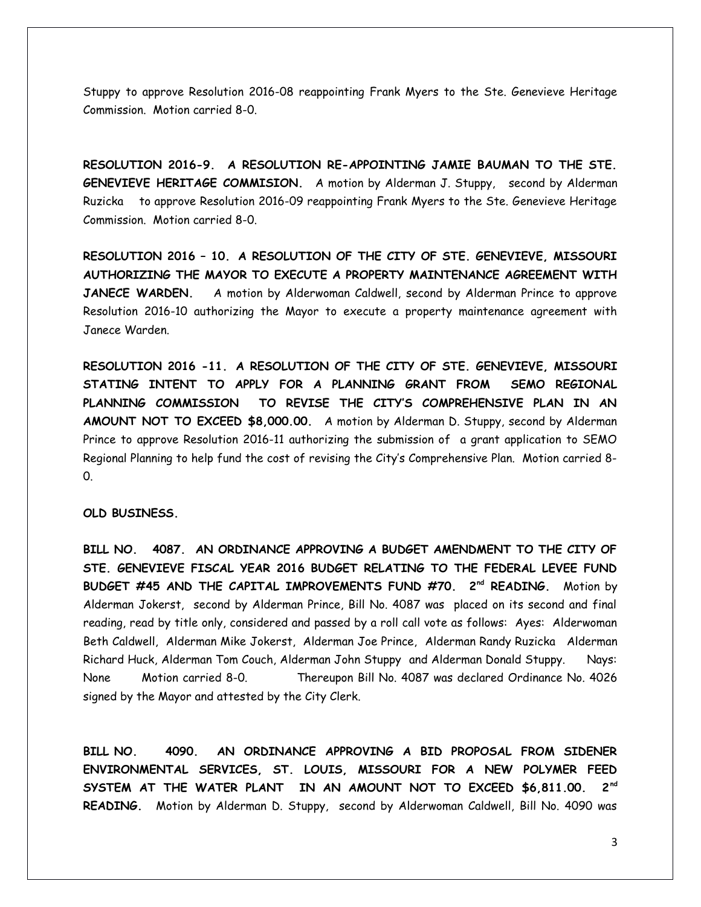Stuppy to approve Resolution 2016-08 reappointing Frank Myers to the Ste. Genevieve Heritage Commission. Motion carried 8-0.

**RESOLUTION 2016-9. A RESOLUTION RE-APPOINTING JAMIE BAUMAN TO THE STE. GENEVIEVE HERITAGE COMMISION.** A motion by Alderman J. Stuppy, second by Alderman Ruzicka to approve Resolution 2016-09 reappointing Frank Myers to the Ste. Genevieve Heritage Commission. Motion carried 8-0.

**RESOLUTION 2016 – 10. A RESOLUTION OF THE CITY OF STE. GENEVIEVE, MISSOURI AUTHORIZING THE MAYOR TO EXECUTE A PROPERTY MAINTENANCE AGREEMENT WITH JANECE WARDEN.** A motion by Alderwoman Caldwell, second by Alderman Prince to approve Resolution 2016-10 authorizing the Mayor to execute a property maintenance agreement with Janece Warden.

**RESOLUTION 2016 -11. A RESOLUTION OF THE CITY OF STE. GENEVIEVE, MISSOURI STATING INTENT TO APPLY FOR A PLANNING GRANT FROM SEMO REGIONAL PLANNING COMMISSION TO REVISE THE CITY'S COMPREHENSIVE PLAN IN AN AMOUNT NOT TO EXCEED $8,000.00.** A motion by Alderman D. Stuppy, second by Alderman Prince to approve Resolution 2016-11 authorizing the submission of a grant application to SEMO Regional Planning to help fund the cost of revising the City's Comprehensive Plan. Motion carried 8-0.

**OLD BUSINESS.**

**BILL NO. 4087. AN ORDINANCE APPROVING A BUDGET AMENDMENT TO THE CITY OF STE. GENEVIEVE FISCAL YEAR 2016 BUDGET RELATING TO THE FEDERAL LEVEE FUND BUDGET #45 AND THE CAPITAL IMPROVEMENTS FUND #70. 2nd READING.** Motion by Alderman Jokerst, second by Alderman Prince, Bill No. 4087 was placed on its second and final reading, read by title only, considered and passed by a roll call vote as follows: Ayes: Alderwoman Beth Caldwell, Alderman Mike Jokerst, Alderman Joe Prince, Alderman Randy Ruzicka Alderman Richard Huck, Alderman Tom Couch, Alderman John Stuppy and Alderman Donald Stuppy. Nays: None Motion carried 8-0. Thereupon Bill No. 4087 was declared Ordinance No. 4026 signed by the Mayor and attested by the City Clerk.

**BILL NO. 4090. AN ORDINANCE APPROVING A BID PROPOSAL FROM SIDENER ENVIRONMENTAL SERVICES, ST. LOUIS, MISSOURI FOR A NEW POLYMER FEED SYSTEM AT THE WATER PLANT IN AN AMOUNT NOT TO EXCEED $6,811.00. 2nd READING.** Motion by Alderman D. Stuppy, second by Alderwoman Caldwell, Bill No. 4090 was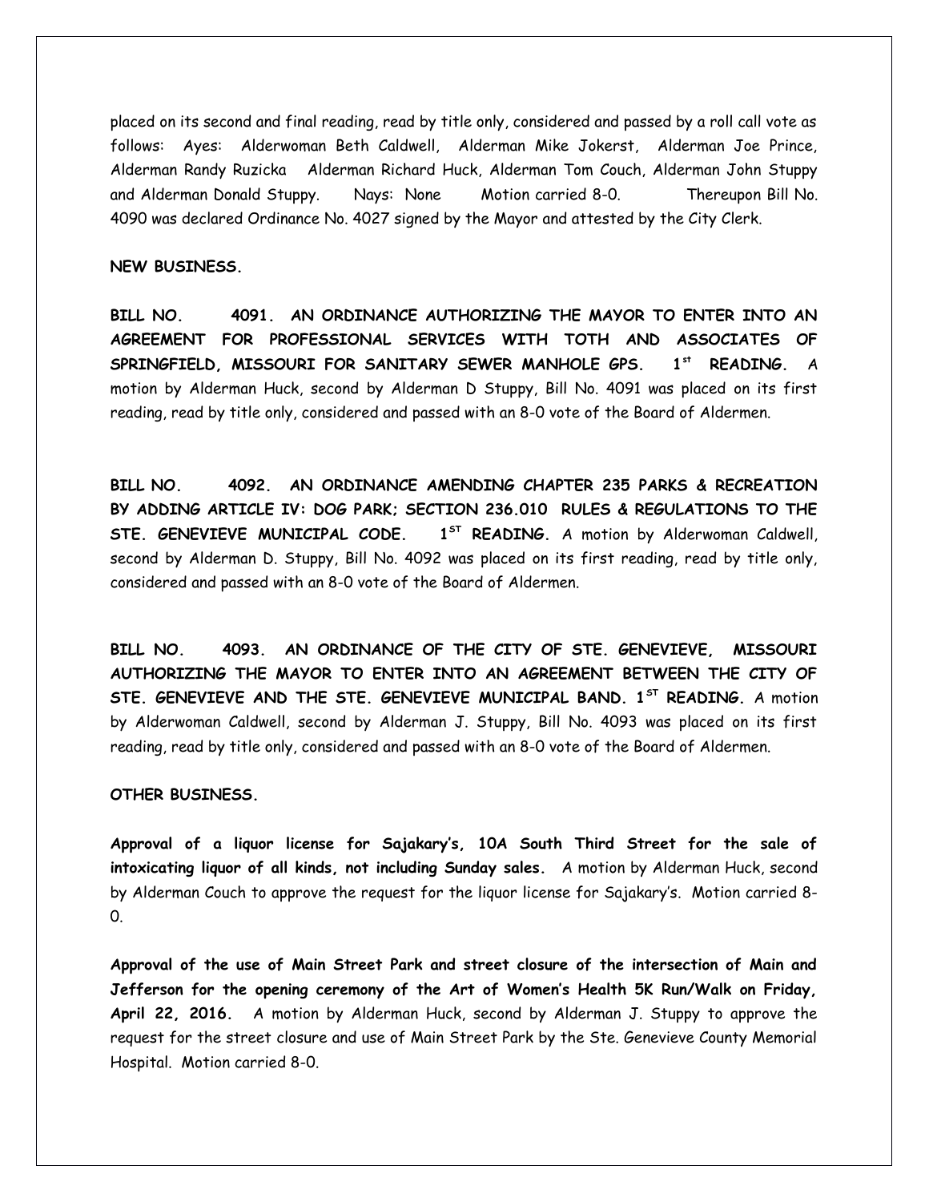placed on its second and final reading, read by title only, considered and passed by a roll call vote as follows: Ayes: Alderwoman Beth Caldwell, Alderman Mike Jokerst, Alderman Joe Prince, Alderman Randy Ruzicka Alderman Richard Huck, Alderman Tom Couch, Alderman John Stuppy and Alderman Donald Stuppy. Nays: None Motion carried 8-0. Thereupon Bill No. 4090 was declared Ordinance No. 4027 signed by the Mayor and attested by the City Clerk.

**NEW BUSINESS.**

**BILL NO. 4091. AN ORDINANCE AUTHORIZING THE MAYOR TO ENTER INTO AN AGREEMENT FOR PROFESSIONAL SERVICES WITH TOTH AND ASSOCIATES OF SPRINGFIELD, MISSOURI FOR SANITARY SEWER MANHOLE GPS. 1st READING.** A motion by Alderman Huck, second by Alderman D Stuppy, Bill No. 4091 was placed on its first reading, read by title only, considered and passed with an 8-0 vote of the Board of Aldermen.

**BILL NO. 4092. AN ORDINANCE AMENDING CHAPTER 235 PARKS & RECREATION BY ADDING ARTICLE IV: DOG PARK; SECTION 236.010 RULES & REGULATIONS TO THE STE. GENEVIEVE MUNICIPAL CODE. 1ST READING.** A motion by Alderwoman Caldwell, second by Alderman D. Stuppy, Bill No. 4092 was placed on its first reading, read by title only, considered and passed with an 8-0 vote of the Board of Aldermen.

**BILL NO. 4093. AN ORDINANCE OF THE CITY OF STE. GENEVIEVE, MISSOURI AUTHORIZING THE MAYOR TO ENTER INTO AN AGREEMENT BETWEEN THE CITY OF STE. GENEVIEVE AND THE STE. GENEVIEVE MUNICIPAL BAND. 1ST READING.** A motion by Alderwoman Caldwell, second by Alderman J. Stuppy, Bill No. 4093 was placed on its first reading, read by title only, considered and passed with an 8-0 vote of the Board of Aldermen.

**OTHER BUSINESS.**

**Approval of a liquor license for Sajakary's, 10A South Third Street for the sale of intoxicating liquor of all kinds, not including Sunday sales.** A motion by Alderman Huck, second by Alderman Couch to approve the request for the liquor license for Sajakary's. Motion carried 8-0.

**Approval of the use of Main Street Park and street closure of the intersection of Main and Jefferson for the opening ceremony of the Art of Women's Health 5K Run/Walk on Friday, April 22, 2016.** A motion by Alderman Huck, second by Alderman J. Stuppy to approve the request for the street closure and use of Main Street Park by the Ste. Genevieve County Memorial Hospital. Motion carried 8-0.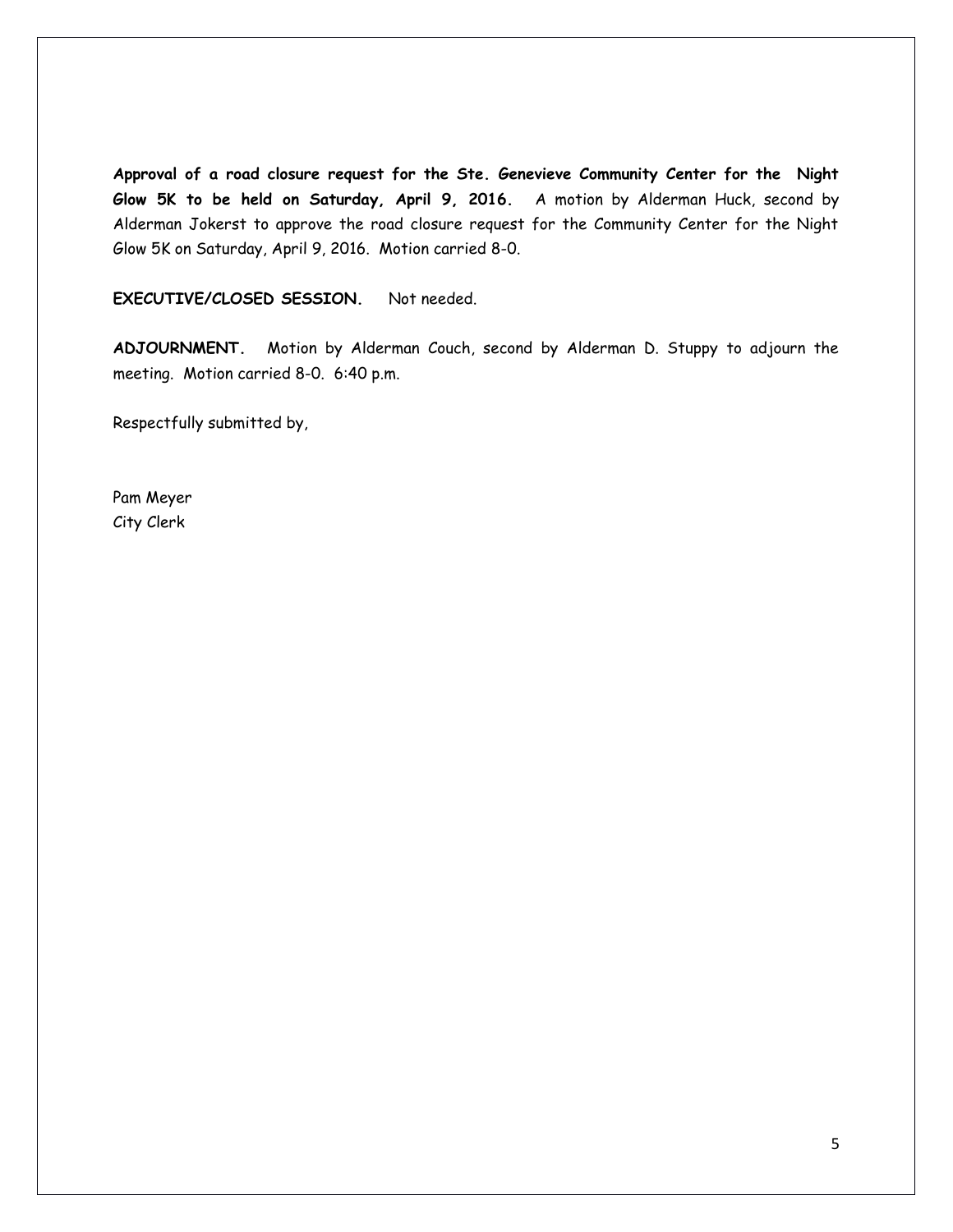**Approval of a road closure request for the Ste. Genevieve Community Center for the Night Glow 5K to be held on Saturday, April 9, 2016.** A motion by Alderman Huck, second by Alderman Jokerst to approve the road closure request for the Community Center for the Night Glow 5K on Saturday, April 9, 2016. Motion carried 8-0.

**EXECUTIVE/CLOSED SESSION.** Not needed.

**ADJOURNMENT.** Motion by Alderman Couch, second by Alderman D. Stuppy to adjourn the meeting. Motion carried 8-0. 6:40 p.m.

Respectfully submitted by,

Pam Meyer
City Clerk